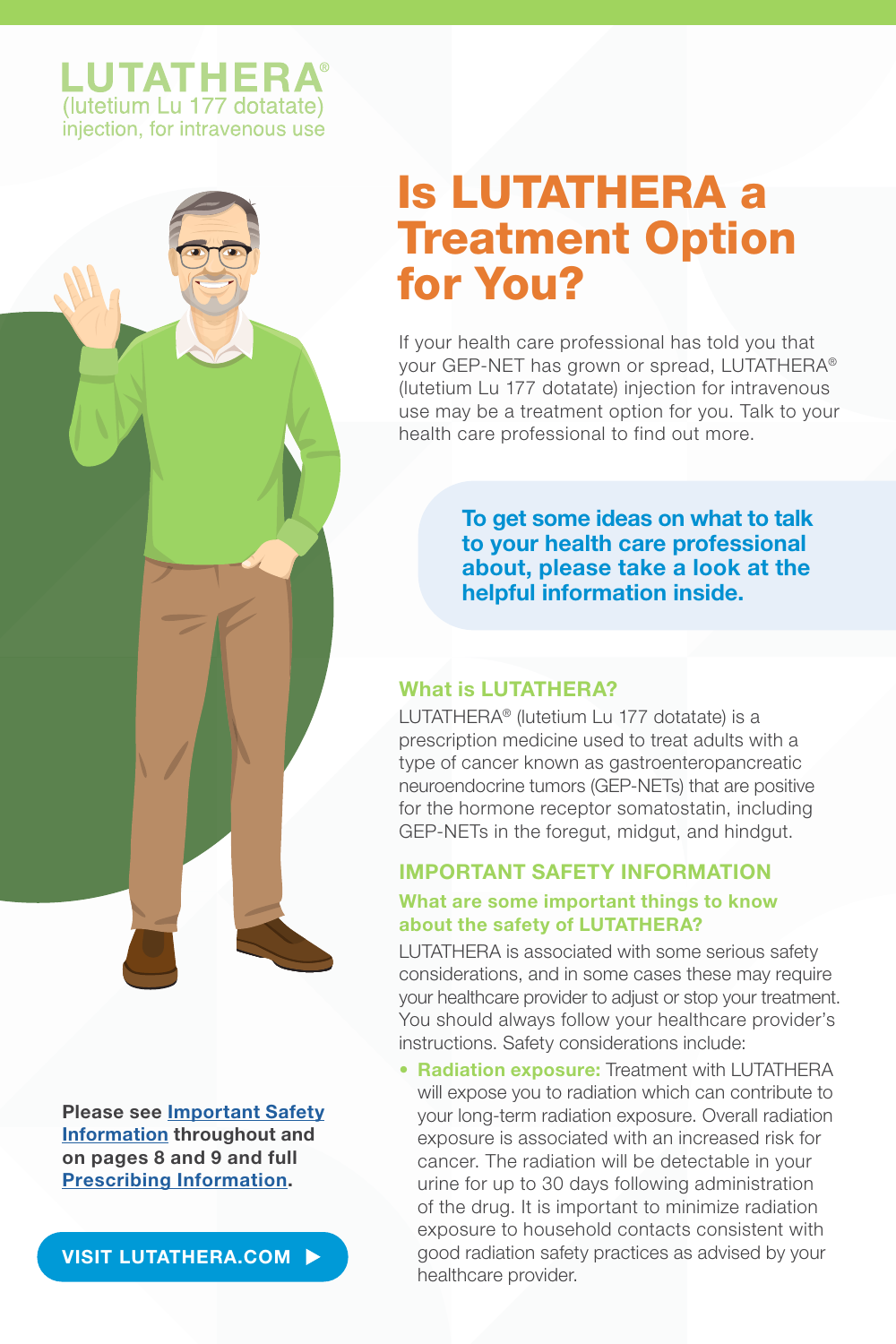**LUTATHERA®**
(lutetium Lu 177 dotatate)
injection, for intravenous use

# Is LUTATHERA a Treatment Option for You?

If your health care professional has told you that your GEP-NET has grown or spread, LUTATHERA® (lutetium Lu 177 dotatate) injection for intravenous use may be a treatment option for you. Talk to your health care professional to find out more.

**To get some ideas on what to talk to your health care professional about, please take a look at the helpful information inside.**

## What is LUTATHERA?

LUTATHERA® (lutetium Lu 177 dotatate) is a prescription medicine used to treat adults with a type of cancer known as gastroenteropancreatic neuroendocrine tumors (GEP-NETs) that are positive for the hormone receptor somatostatin, including GEP-NETs in the foregut, midgut, and hindgut.

## IMPORTANT SAFETY INFORMATION

### What are some important things to know about the safety of LUTATHERA?

LUTATHERA is associated with some serious safety considerations, and in some cases these may require your healthcare provider to adjust or stop your treatment. You should always follow your healthcare provider's instructions. Safety considerations include:

- **Radiation exposure:** Treatment with LUTATHERA will expose you to radiation which can contribute to your long-term radiation exposure. Overall radiation exposure is associated with an increased risk for cancer. The radiation will be detectable in your urine for up to 30 days following administration of the drug. It is important to minimize radiation exposure to household contacts consistent with good radiation safety practices as advised by your healthcare provider.

**Please see Important Safety Information throughout and on pages 8 and 9 and full Prescribing Information.**

**VISIT LUTATHERA.COM ▶**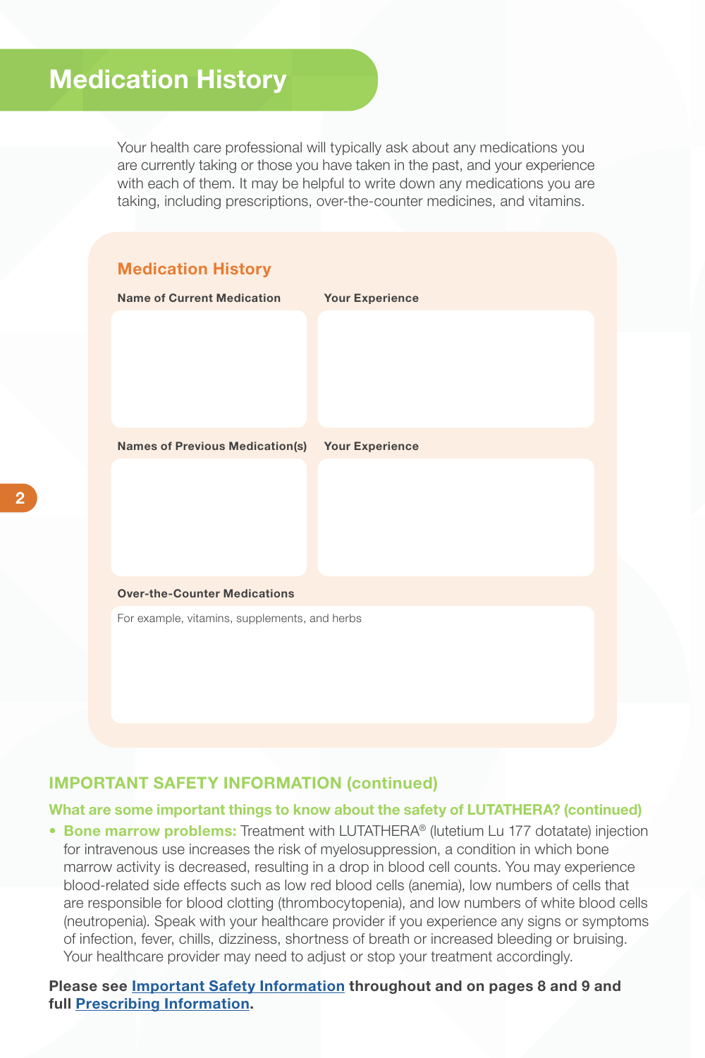# Medication History

Your health care professional will typically ask about any medications you are currently taking or those you have taken in the past, and your experience with each of them. It may be helpful to write down any medications you are taking, including prescriptions, over-the-counter medicines, and vitamins.

## Medication History

| Name of Current Medication | Your Experience |
| --- | --- |
| | |

| Names of Previous Medication(s) | Your Experience |
| --- | --- |
| | |

**Over-the-Counter Medications**

For example, vitamins, supplements, and herbs

## IMPORTANT SAFETY INFORMATION (continued)

### What are some important things to know about the safety of LUTATHERA? (continued)

- **Bone marrow problems:** Treatment with LUTATHERA® (lutetium Lu 177 dotatate) injection for intravenous use increases the risk of myelosuppression, a condition in which bone marrow activity is decreased, resulting in a drop in blood cell counts. You may experience blood-related side effects such as low red blood cells (anemia), low numbers of cells that are responsible for blood clotting (thrombocytopenia), and low numbers of white blood cells (neutropenia). Speak with your healthcare provider if you experience any signs or symptoms of infection, fever, chills, dizziness, shortness of breath or increased bleeding or bruising. Your healthcare provider may need to adjust or stop your treatment accordingly.

**Please see Important Safety Information throughout and on pages 8 and 9 and full Prescribing Information.**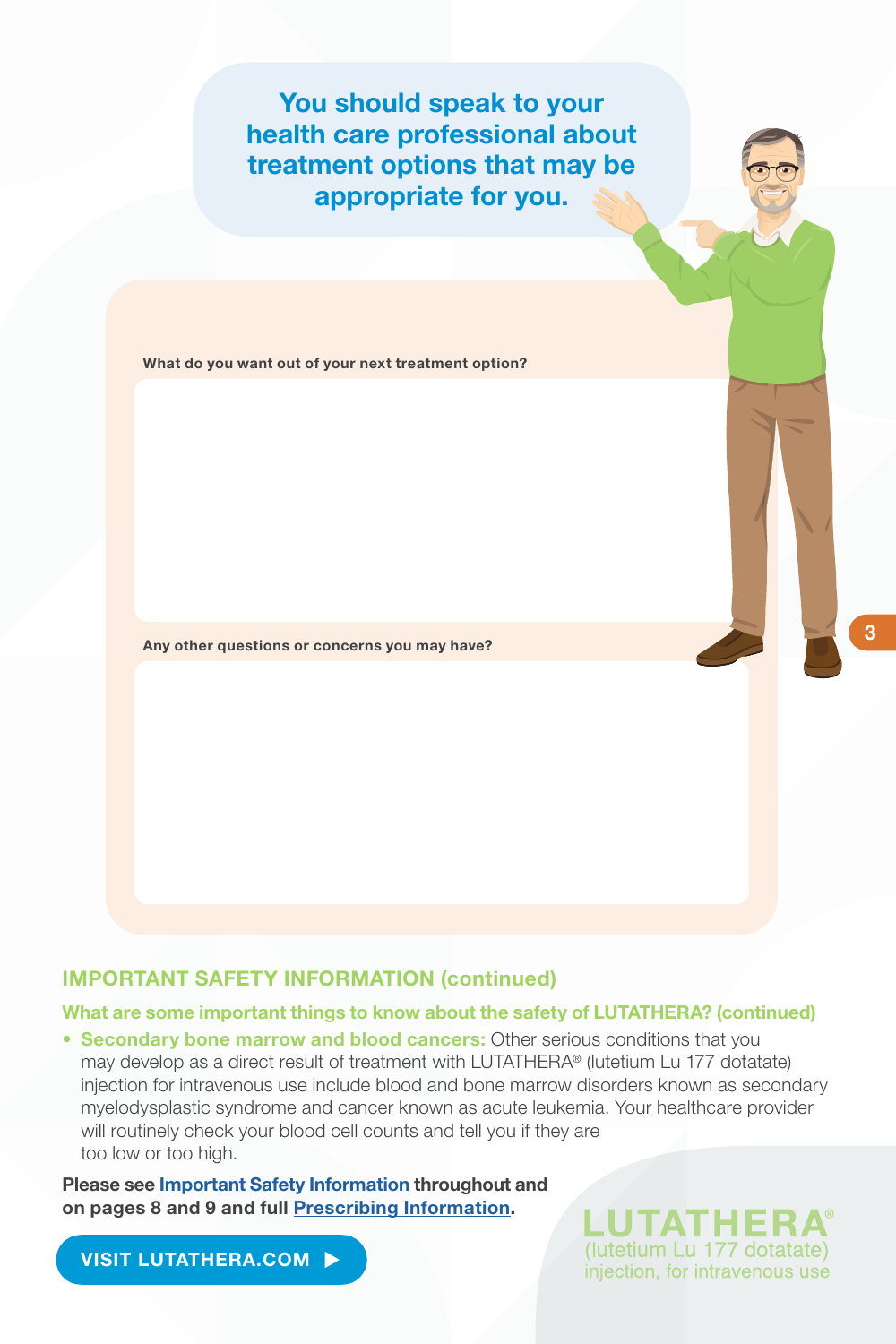You should speak to your health care professional about treatment options that may be appropriate for you.

**What do you want out of your next treatment option?**

**Any other questions or concerns you may have?**

## IMPORTANT SAFETY INFORMATION (continued)

### What are some important things to know about the safety of LUTATHERA? (continued)

- **Secondary bone marrow and blood cancers:** Other serious conditions that you may develop as a direct result of treatment with LUTATHERA® (lutetium Lu 177 dotatate) injection for intravenous use include blood and bone marrow disorders known as secondary myelodysplastic syndrome and cancer known as acute leukemia. Your healthcare provider will routinely check your blood cell counts and tell you if they are too low or too high.

**Please see Important Safety Information throughout and on pages 8 and 9 and full Prescribing Information.**

VISIT LUTATHERA.COM ▶

LUTATHERA®
(lutetium Lu 177 dotatate)
injection, for intravenous use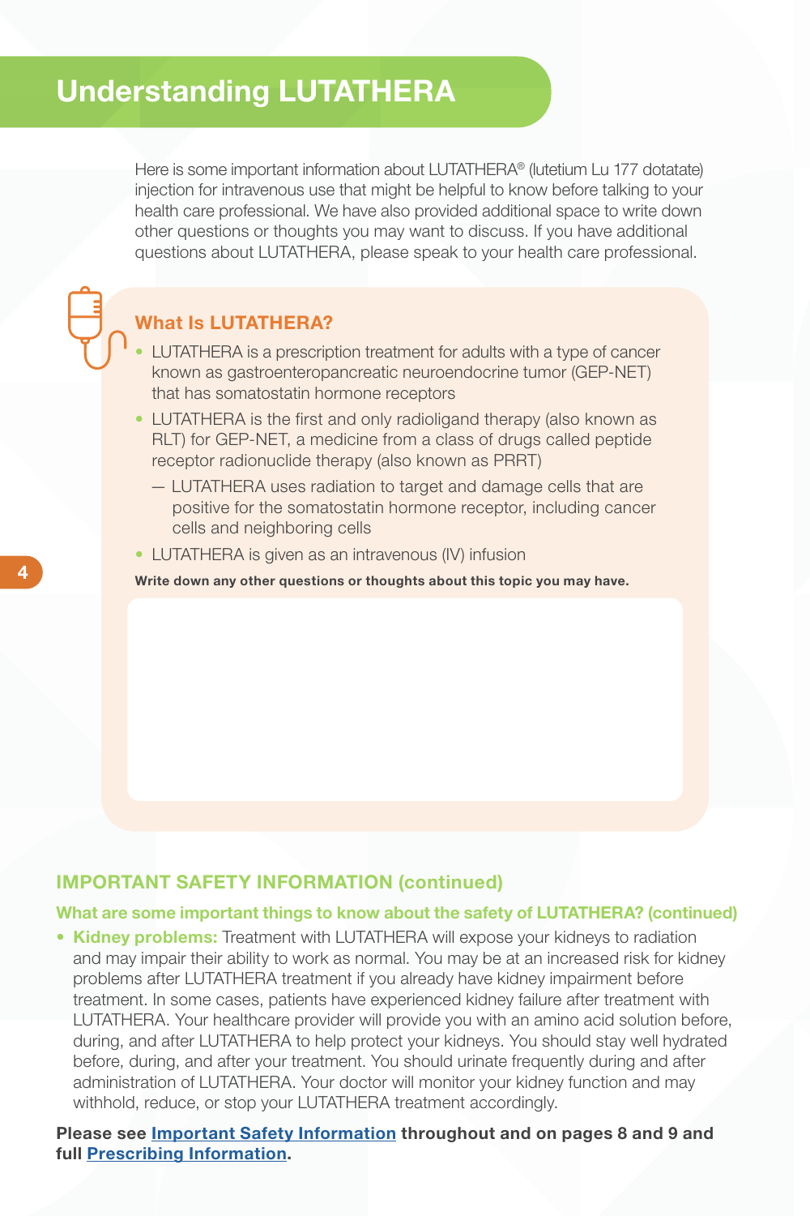# Understanding LUTATHERA

Here is some important information about LUTATHERA® (lutetium Lu 177 dotatate) injection for intravenous use that might be helpful to know before talking to your health care professional. We have also provided additional space to write down other questions or thoughts you may want to discuss. If you have additional questions about LUTATHERA, please speak to your health care professional.

## What Is LUTATHERA?

- LUTATHERA is a prescription treatment for adults with a type of cancer known as gastroenteropancreatic neuroendocrine tumor (GEP-NET) that has somatostatin hormone receptors
- LUTATHERA is the first and only radioligand therapy (also known as RLT) for GEP-NET, a medicine from a class of drugs called peptide receptor radionuclide therapy (also known as PRRT)
  - LUTATHERA uses radiation to target and damage cells that are positive for the somatostatin hormone receptor, including cancer cells and neighboring cells
- LUTATHERA is given as an intravenous (IV) infusion

**Write down any other questions or thoughts about this topic you may have.**

## IMPORTANT SAFETY INFORMATION (continued)

### What are some important things to know about the safety of LUTATHERA? (continued)

- **Kidney problems:** Treatment with LUTATHERA will expose your kidneys to radiation and may impair their ability to work as normal. You may be at an increased risk for kidney problems after LUTATHERA treatment if you already have kidney impairment before treatment. In some cases, patients have experienced kidney failure after treatment with LUTATHERA. Your healthcare provider will provide you with an amino acid solution before, during, and after LUTATHERA to help protect your kidneys. You should stay well hydrated before, during, and after your treatment. You should urinate frequently during and after administration of LUTATHERA. Your doctor will monitor your kidney function and may withhold, reduce, or stop your LUTATHERA treatment accordingly.

**Please see Important Safety Information throughout and on pages 8 and 9 and full Prescribing Information.**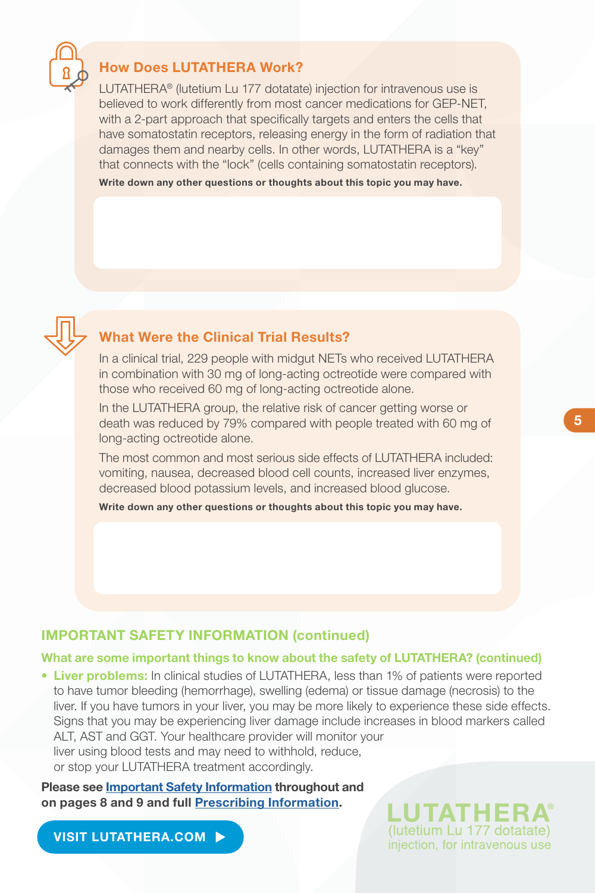## How Does LUTATHERA Work?

LUTATHERA® (lutetium Lu 177 dotatate) injection for intravenous use is believed to work differently from most cancer medications for GEP-NET, with a 2-part approach that specifically targets and enters the cells that have somatostatin receptors, releasing energy in the form of radiation that damages them and nearby cells. In other words, LUTATHERA is a "key" that connects with the "lock" (cells containing somatostatin receptors).

**Write down any other questions or thoughts about this topic you may have.**

## What Were the Clinical Trial Results?

In a clinical trial, 229 people with midgut NETs who received LUTATHERA in combination with 30 mg of long-acting octreotide were compared with those who received 60 mg of long-acting octreotide alone.

In the LUTATHERA group, the relative risk of cancer getting worse or death was reduced by 79% compared with people treated with 60 mg of long-acting octreotide alone.

The most common and most serious side effects of LUTATHERA included: vomiting, nausea, decreased blood cell counts, increased liver enzymes, decreased blood potassium levels, and increased blood glucose.

**Write down any other questions or thoughts about this topic you may have.**

## IMPORTANT SAFETY INFORMATION (continued)

### What are some important things to know about the safety of LUTATHERA? (continued)

- **Liver problems:** In clinical studies of LUTATHERA, less than 1% of patients were reported to have tumor bleeding (hemorrhage), swelling (edema) or tissue damage (necrosis) to the liver. If you have tumors in your liver, you may be more likely to experience these side effects. Signs that you may be experiencing liver damage include increases in blood markers called ALT, AST and GGT. Your healthcare provider will monitor your liver using blood tests and may need to withhold, reduce, or stop your LUTATHERA treatment accordingly.

**Please see Important Safety Information throughout and on pages 8 and 9 and full Prescribing Information.**

VISIT LUTATHERA.COM ▶

LUTATHERA®
(lutetium Lu 177 dotatate)
injection, for intravenous use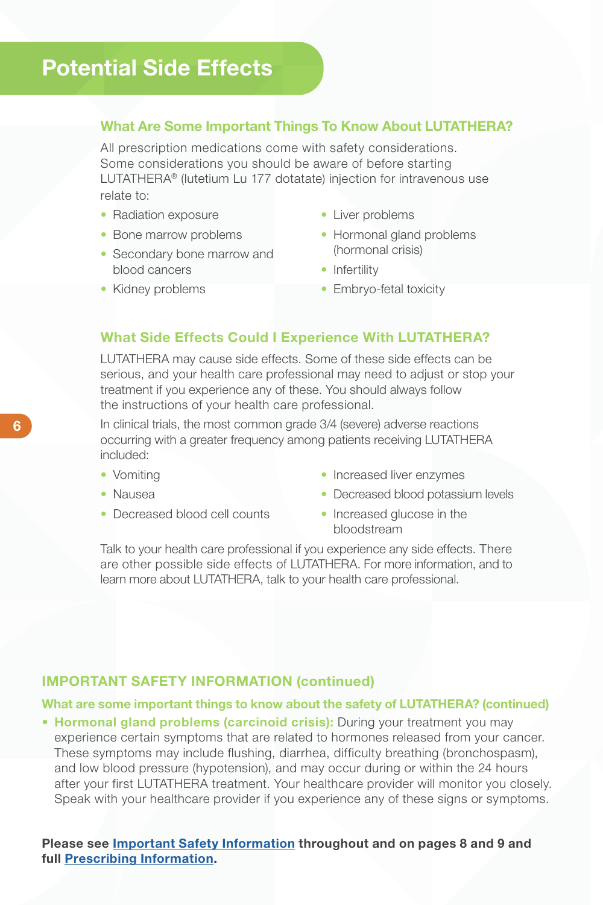# Potential Side Effects

### What Are Some Important Things To Know About LUTATHERA?

All prescription medications come with safety considerations. Some considerations you should be aware of before starting LUTATHERA® (lutetium Lu 177 dotatate) injection for intravenous use relate to:

- Radiation exposure
- Bone marrow problems
- Secondary bone marrow and blood cancers
- Kidney problems
- Liver problems
- Hormonal gland problems (hormonal crisis)
- Infertility
- Embryo-fetal toxicity

### What Side Effects Could I Experience With LUTATHERA?

LUTATHERA may cause side effects. Some of these side effects can be serious, and your health care professional may need to adjust or stop your treatment if you experience any of these. You should always follow the instructions of your health care professional.

In clinical trials, the most common grade 3/4 (severe) adverse reactions occurring with a greater frequency among patients receiving LUTATHERA included:

- Vomiting
- Nausea
- Decreased blood cell counts
- Increased liver enzymes
- Decreased blood potassium levels
- Increased glucose in the bloodstream

Talk to your health care professional if you experience any side effects. There are other possible side effects of LUTATHERA. For more information, and to learn more about LUTATHERA, talk to your health care professional.

## IMPORTANT SAFETY INFORMATION (continued)

### What are some important things to know about the safety of LUTATHERA? (continued)

- **Hormonal gland problems (carcinoid crisis):** During your treatment you may experience certain symptoms that are related to hormones released from your cancer. These symptoms may include flushing, diarrhea, difficulty breathing (bronchospasm), and low blood pressure (hypotension), and may occur during or within the 24 hours after your first LUTATHERA treatment. Your healthcare provider will monitor you closely. Speak with your healthcare provider if you experience any of these signs or symptoms.

**Please see Important Safety Information throughout and on pages 8 and 9 and full Prescribing Information.**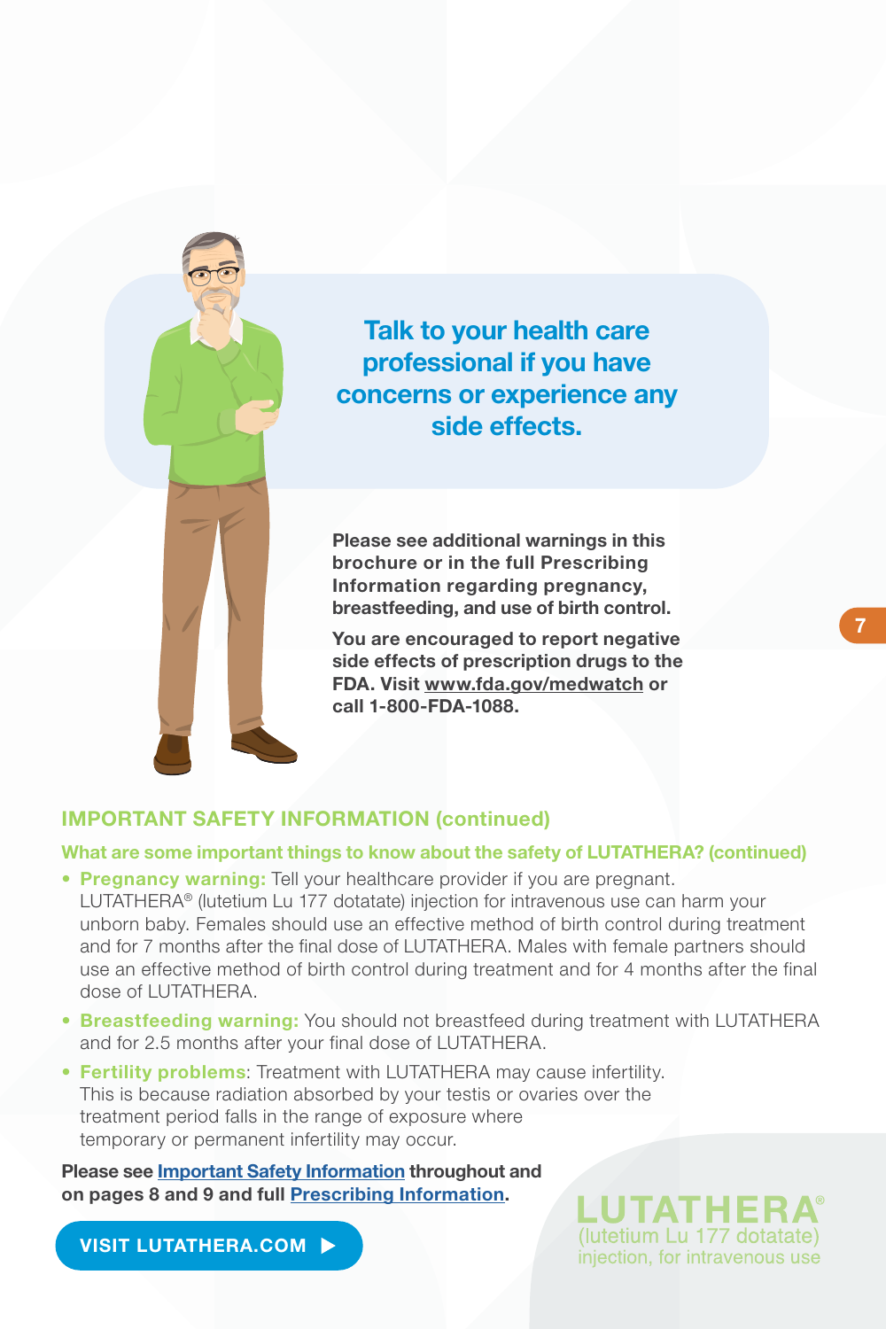## Talk to your health care professional if you have concerns or experience any side effects.

**Please see additional warnings in this brochure or in the full Prescribing Information regarding pregnancy, breastfeeding, and use of birth control.**

**You are encouraged to report negative side effects of prescription drugs to the FDA. Visit www.fda.gov/medwatch or call 1-800-FDA-1088.**

## IMPORTANT SAFETY INFORMATION (continued)

### What are some important things to know about the safety of LUTATHERA? (continued)

- **Pregnancy warning:** Tell your healthcare provider if you are pregnant. LUTATHERA® (lutetium Lu 177 dotatate) injection for intravenous use can harm your unborn baby. Females should use an effective method of birth control during treatment and for 7 months after the final dose of LUTATHERA. Males with female partners should use an effective method of birth control during treatment and for 4 months after the final dose of LUTATHERA.
- **Breastfeeding warning:** You should not breastfeed during treatment with LUTATHERA and for 2.5 months after your final dose of LUTATHERA.
- **Fertility problems**: Treatment with LUTATHERA may cause infertility. This is because radiation absorbed by your testis or ovaries over the treatment period falls in the range of exposure where temporary or permanent infertility may occur.

**Please see Important Safety Information throughout and on pages 8 and 9 and full Prescribing Information.**

**VISIT LUTATHERA.COM ▶**

LUTATHERA®
(lutetium Lu 177 dotatate)
injection, for intravenous use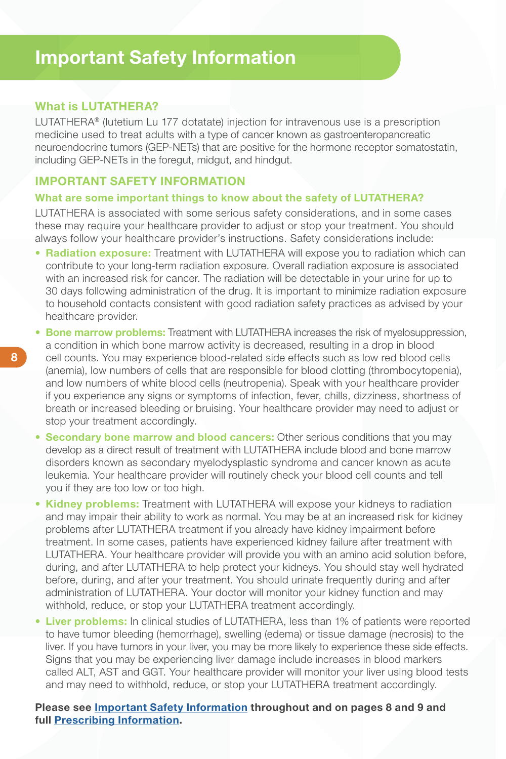# Important Safety Information

## What is LUTATHERA?

LUTATHERA® (lutetium Lu 177 dotatate) injection for intravenous use is a prescription medicine used to treat adults with a type of cancer known as gastroenteropancreatic neuroendocrine tumors (GEP-NETs) that are positive for the hormone receptor somatostatin, including GEP-NETs in the foregut, midgut, and hindgut.

## IMPORTANT SAFETY INFORMATION

### What are some important things to know about the safety of LUTATHERA?

LUTATHERA is associated with some serious safety considerations, and in some cases these may require your healthcare provider to adjust or stop your treatment. You should always follow your healthcare provider's instructions. Safety considerations include:

- **Radiation exposure:** Treatment with LUTATHERA will expose you to radiation which can contribute to your long-term radiation exposure. Overall radiation exposure is associated with an increased risk for cancer. The radiation will be detectable in your urine for up to 30 days following administration of the drug. It is important to minimize radiation exposure to household contacts consistent with good radiation safety practices as advised by your healthcare provider.
- **Bone marrow problems:** Treatment with LUTATHERA increases the risk of myelosuppression, a condition in which bone marrow activity is decreased, resulting in a drop in blood cell counts. You may experience blood-related side effects such as low red blood cells (anemia), low numbers of cells that are responsible for blood clotting (thrombocytopenia), and low numbers of white blood cells (neutropenia). Speak with your healthcare provider if you experience any signs or symptoms of infection, fever, chills, dizziness, shortness of breath or increased bleeding or bruising. Your healthcare provider may need to adjust or stop your treatment accordingly.
- **Secondary bone marrow and blood cancers:** Other serious conditions that you may develop as a direct result of treatment with LUTATHERA include blood and bone marrow disorders known as secondary myelodysplastic syndrome and cancer known as acute leukemia. Your healthcare provider will routinely check your blood cell counts and tell you if they are too low or too high.
- **Kidney problems:** Treatment with LUTATHERA will expose your kidneys to radiation and may impair their ability to work as normal. You may be at an increased risk for kidney problems after LUTATHERA treatment if you already have kidney impairment before treatment. In some cases, patients have experienced kidney failure after treatment with LUTATHERA. Your healthcare provider will provide you with an amino acid solution before, during, and after LUTATHERA to help protect your kidneys. You should stay well hydrated before, during, and after your treatment. You should urinate frequently during and after administration of LUTATHERA. Your doctor will monitor your kidney function and may withhold, reduce, or stop your LUTATHERA treatment accordingly.
- **Liver problems:** In clinical studies of LUTATHERA, less than 1% of patients were reported to have tumor bleeding (hemorrhage), swelling (edema) or tissue damage (necrosis) to the liver. If you have tumors in your liver, you may be more likely to experience these side effects. Signs that you may be experiencing liver damage include increases in blood markers called ALT, AST and GGT. Your healthcare provider will monitor your liver using blood tests and may need to withhold, reduce, or stop your LUTATHERA treatment accordingly.

**Please see Important Safety Information throughout and on pages 8 and 9 and full Prescribing Information.**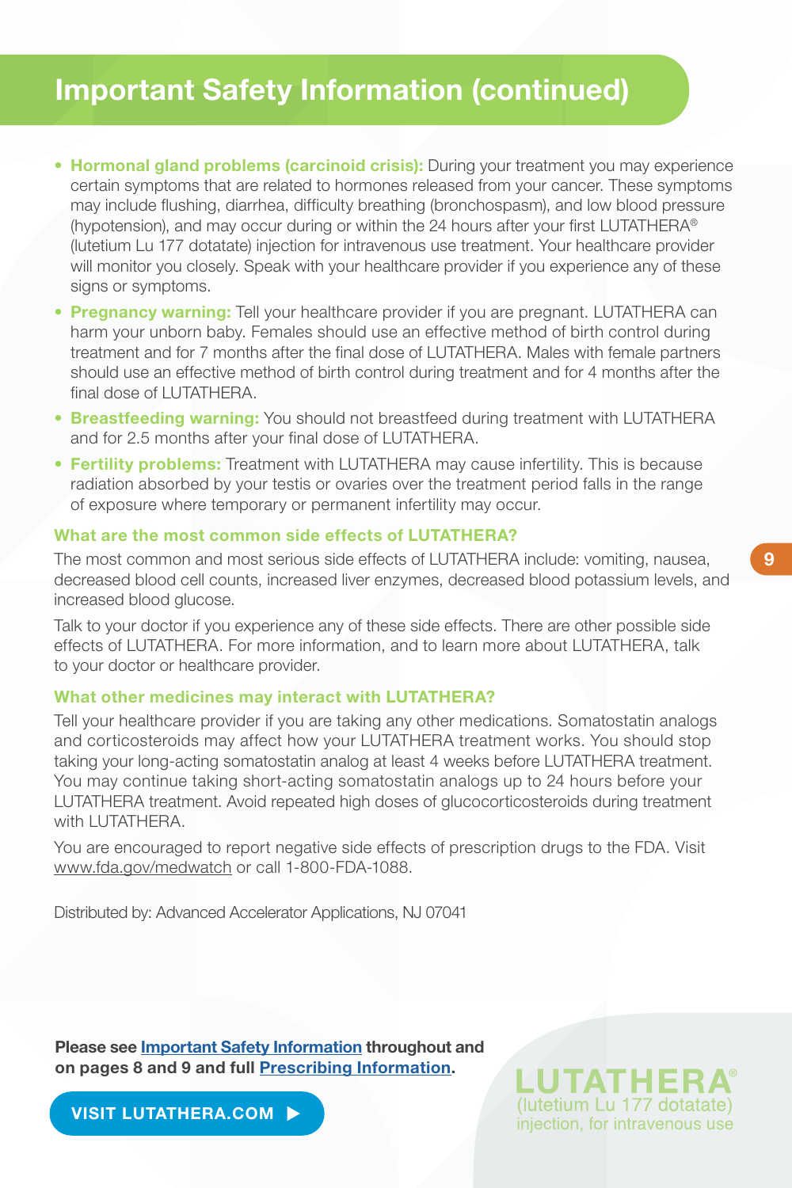## Important Safety Information (continued)

- **Hormonal gland problems (carcinoid crisis):** During your treatment you may experience certain symptoms that are related to hormones released from your cancer. These symptoms may include flushing, diarrhea, difficulty breathing (bronchospasm), and low blood pressure (hypotension), and may occur during or within the 24 hours after your first LUTATHERA® (lutetium Lu 177 dotatate) injection for intravenous use treatment. Your healthcare provider will monitor you closely. Speak with your healthcare provider if you experience any of these signs or symptoms.
- **Pregnancy warning:** Tell your healthcare provider if you are pregnant. LUTATHERA can harm your unborn baby. Females should use an effective method of birth control during treatment and for 7 months after the final dose of LUTATHERA. Males with female partners should use an effective method of birth control during treatment and for 4 months after the final dose of LUTATHERA.
- **Breastfeeding warning:** You should not breastfeed during treatment with LUTATHERA and for 2.5 months after your final dose of LUTATHERA.
- **Fertility problems:** Treatment with LUTATHERA may cause infertility. This is because radiation absorbed by your testis or ovaries over the treatment period falls in the range of exposure where temporary or permanent infertility may occur.

### What are the most common side effects of LUTATHERA?

The most common and most serious side effects of LUTATHERA include: vomiting, nausea, decreased blood cell counts, increased liver enzymes, decreased blood potassium levels, and increased blood glucose.

Talk to your doctor if you experience any of these side effects. There are other possible side effects of LUTATHERA. For more information, and to learn more about LUTATHERA, talk to your doctor or healthcare provider.

### What other medicines may interact with LUTATHERA?

Tell your healthcare provider if you are taking any other medications. Somatostatin analogs and corticosteroids may affect how your LUTATHERA treatment works. You should stop taking your long-acting somatostatin analog at least 4 weeks before LUTATHERA treatment. You may continue taking short-acting somatostatin analogs up to 24 hours before your LUTATHERA treatment. Avoid repeated high doses of glucocorticosteroids during treatment with LUTATHERA.

You are encouraged to report negative side effects of prescription drugs to the FDA. Visit www.fda.gov/medwatch or call 1-800-FDA-1088.

Distributed by: Advanced Accelerator Applications, NJ 07041

**Please see Important Safety Information throughout and on pages 8 and 9 and full Prescribing Information.**

VISIT LUTATHERA.COM ▶

LUTATHERA®
(lutetium Lu 177 dotatate)
injection, for intravenous use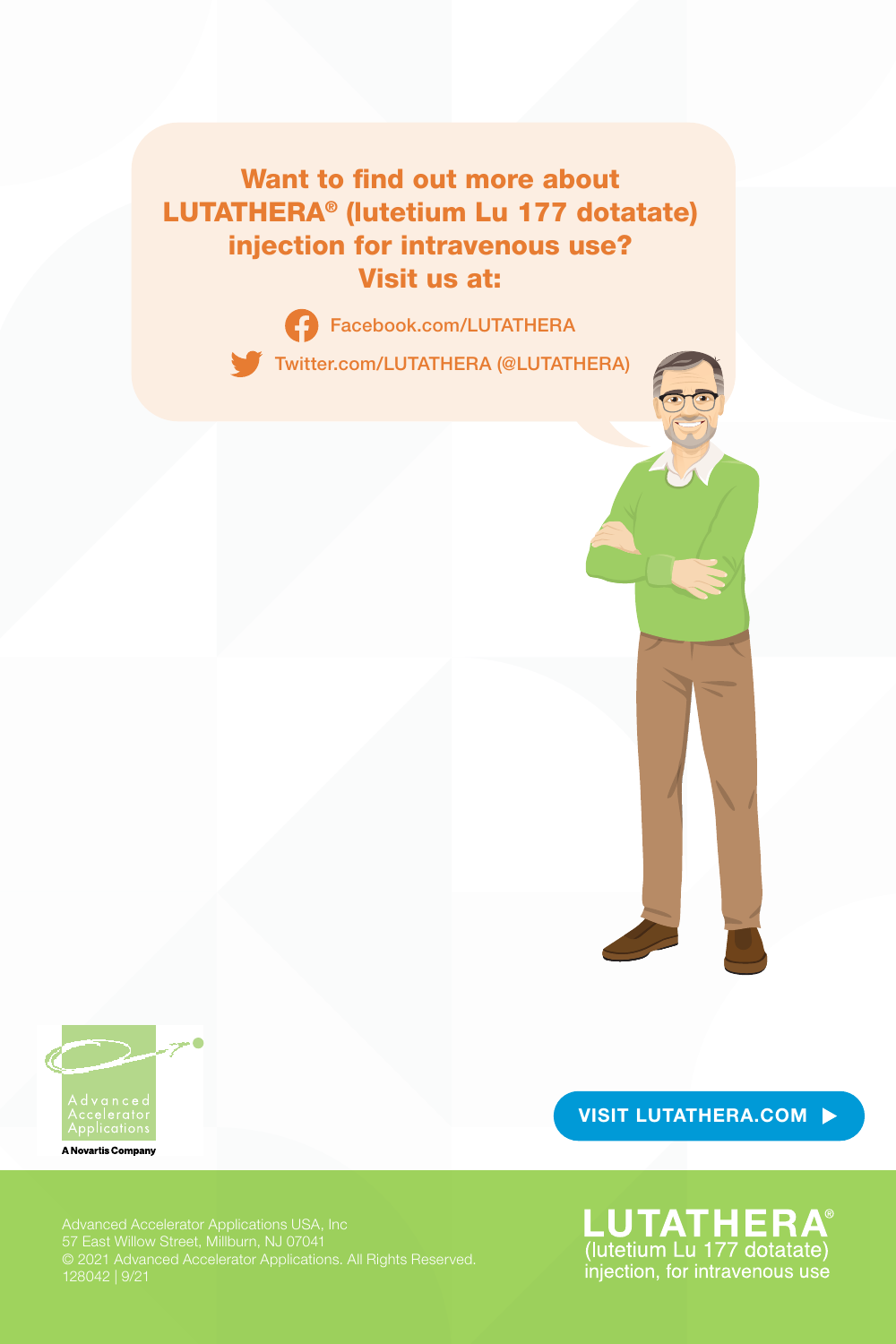## Want to find out more about LUTATHERA® (lutetium Lu 177 dotatate) injection for intravenous use? Visit us at:

Facebook.com/LUTATHERA

Twitter.com/LUTATHERA (@LUTATHERA)

Advanced Accelerator Applications

A Novartis Company

**VISIT LUTATHERA.COM ▶**

Advanced Accelerator Applications USA, Inc
57 East Willow Street, Millburn, NJ 07041
© 2021 Advanced Accelerator Applications. All Rights Reserved.
128042 | 9/21

**LUTATHERA®**
(lutetium Lu 177 dotatate)
injection, for intravenous use